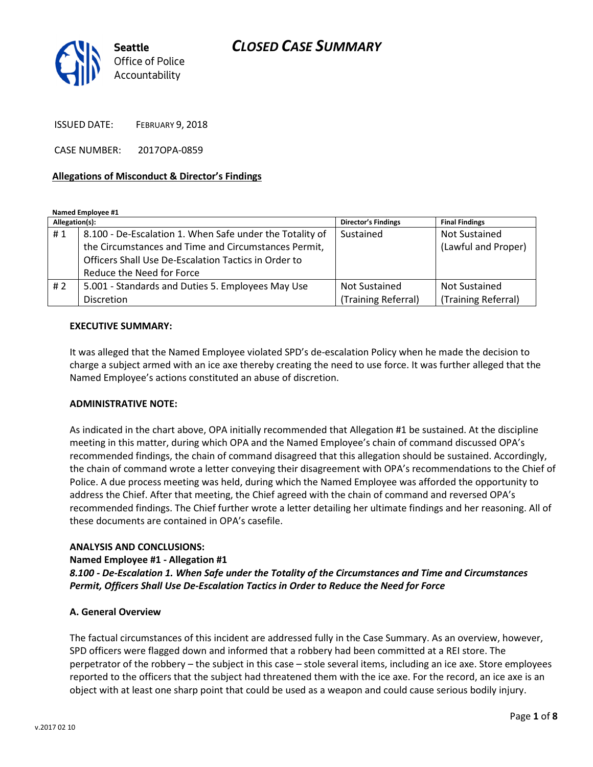# CLOSED CASE SUMMARY

Seattle Office of Police Accountability

ISSUED DATE: FEBRUARY 9, 2018

CASE NUMBER: 2017OPA-0859

## Allegations of Misconduct & Director's Findings

**Named Employee #1**

| Allegation(s): | | Director's Findings | Final Findings |
|---|---|---|---|
| # 1 | 8.100 - De-Escalation 1. When Safe under the Totality of the Circumstances and Time and Circumstances Permit, Officers Shall Use De-Escalation Tactics in Order to Reduce the Need for Force | Sustained | Not Sustained (Lawful and Proper) |
| # 2 | 5.001 - Standards and Duties 5. Employees May Use Discretion | Not Sustained (Training Referral) | Not Sustained (Training Referral) |

**EXECUTIVE SUMMARY:**

It was alleged that the Named Employee violated SPD's de-escalation Policy when he made the decision to charge a subject armed with an ice axe thereby creating the need to use force. It was further alleged that the Named Employee's actions constituted an abuse of discretion.

**ADMINISTRATIVE NOTE:**

As indicated in the chart above, OPA initially recommended that Allegation #1 be sustained. At the discipline meeting in this matter, during which OPA and the Named Employee's chain of command discussed OPA's recommended findings, the chain of command disagreed that this allegation should be sustained. Accordingly, the chain of command wrote a letter conveying their disagreement with OPA's recommendations to the Chief of Police. A due process meeting was held, during which the Named Employee was afforded the opportunity to address the Chief. After that meeting, the Chief agreed with the chain of command and reversed OPA's recommended findings. The Chief further wrote a letter detailing her ultimate findings and her reasoning. All of these documents are contained in OPA's casefile.

**ANALYSIS AND CONCLUSIONS:**

**Named Employee #1 - Allegation #1**

***8.100 - De-Escalation 1. When Safe under the Totality of the Circumstances and Time and Circumstances Permit, Officers Shall Use De-Escalation Tactics in Order to Reduce the Need for Force***

**A. General Overview**

The factual circumstances of this incident are addressed fully in the Case Summary. As an overview, however, SPD officers were flagged down and informed that a robbery had been committed at a REI store. The perpetrator of the robbery – the subject in this case – stole several items, including an ice axe. Store employees reported to the officers that the subject had threatened them with the ice axe. For the record, an ice axe is an object with at least one sharp point that could be used as a weapon and could cause serious bodily injury.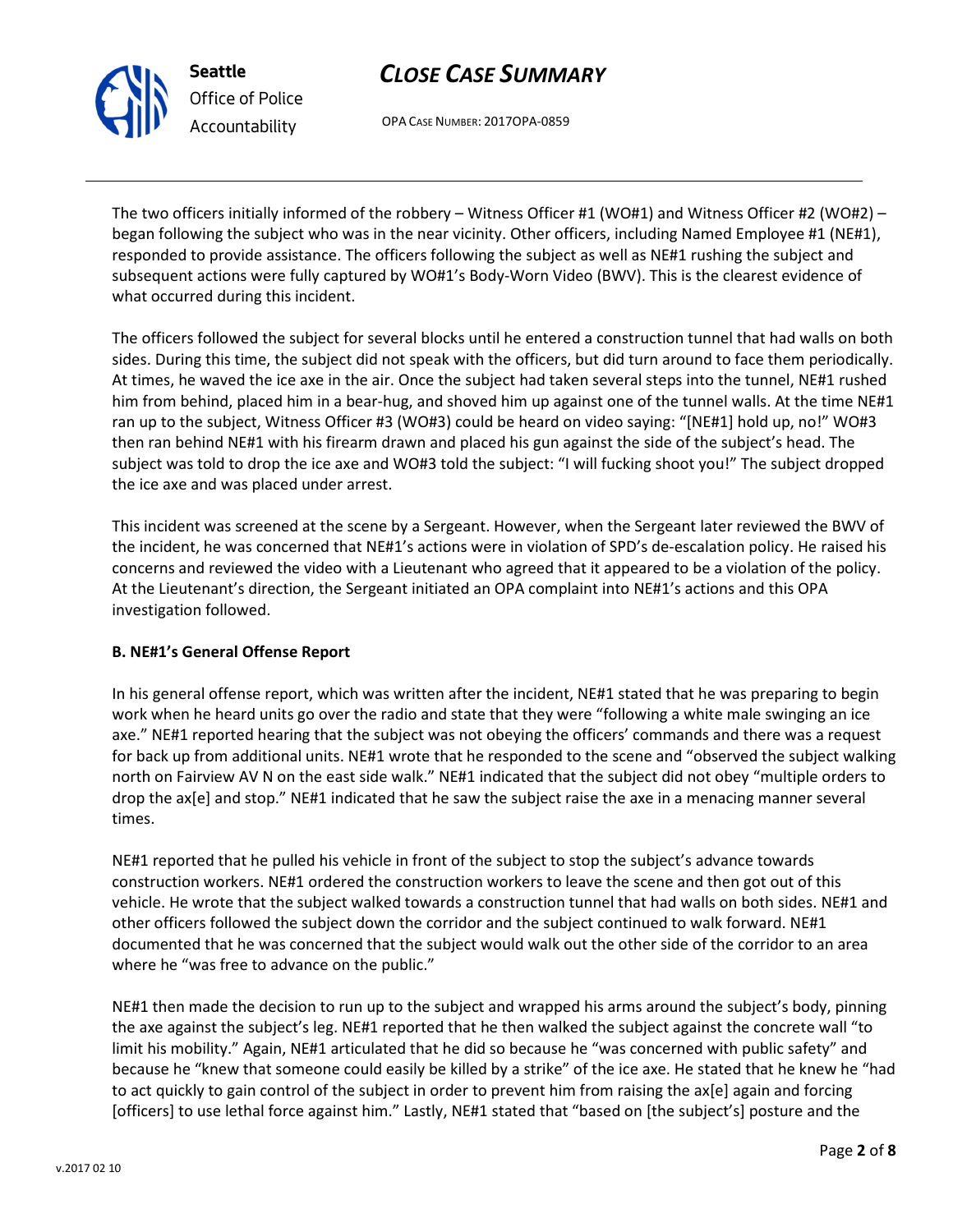The two officers initially informed of the robbery – Witness Officer #1 (WO#1) and Witness Officer #2 (WO#2) – began following the subject who was in the near vicinity. Other officers, including Named Employee #1 (NE#1), responded to provide assistance. The officers following the subject as well as NE#1 rushing the subject and subsequent actions were fully captured by WO#1's Body-Worn Video (BWV). This is the clearest evidence of what occurred during this incident.

The officers followed the subject for several blocks until he entered a construction tunnel that had walls on both sides. During this time, the subject did not speak with the officers, but did turn around to face them periodically. At times, he waved the ice axe in the air. Once the subject had taken several steps into the tunnel, NE#1 rushed him from behind, placed him in a bear-hug, and shoved him up against one of the tunnel walls. At the time NE#1 ran up to the subject, Witness Officer #3 (WO#3) could be heard on video saying: "[NE#1] hold up, no!" WO#3 then ran behind NE#1 with his firearm drawn and placed his gun against the side of the subject's head. The subject was told to drop the ice axe and WO#3 told the subject: "I will fucking shoot you!" The subject dropped the ice axe and was placed under arrest.

This incident was screened at the scene by a Sergeant. However, when the Sergeant later reviewed the BWV of the incident, he was concerned that NE#1's actions were in violation of SPD's de-escalation policy. He raised his concerns and reviewed the video with a Lieutenant who agreed that it appeared to be a violation of the policy. At the Lieutenant's direction, the Sergeant initiated an OPA complaint into NE#1's actions and this OPA investigation followed.

**B. NE#1's General Offense Report**

In his general offense report, which was written after the incident, NE#1 stated that he was preparing to begin work when he heard units go over the radio and state that they were "following a white male swinging an ice axe." NE#1 reported hearing that the subject was not obeying the officers' commands and there was a request for back up from additional units. NE#1 wrote that he responded to the scene and "observed the subject walking north on Fairview AV N on the east side walk." NE#1 indicated that the subject did not obey "multiple orders to drop the ax[e] and stop." NE#1 indicated that he saw the subject raise the axe in a menacing manner several times.

NE#1 reported that he pulled his vehicle in front of the subject to stop the subject's advance towards construction workers. NE#1 ordered the construction workers to leave the scene and then got out of this vehicle. He wrote that the subject walked towards a construction tunnel that had walls on both sides. NE#1 and other officers followed the subject down the corridor and the subject continued to walk forward. NE#1 documented that he was concerned that the subject would walk out the other side of the corridor to an area where he "was free to advance on the public."

NE#1 then made the decision to run up to the subject and wrapped his arms around the subject's body, pinning the axe against the subject's leg. NE#1 reported that he then walked the subject against the concrete wall "to limit his mobility." Again, NE#1 articulated that he did so because he "was concerned with public safety" and because he "knew that someone could easily be killed by a strike" of the ice axe. He stated that he knew he "had to act quickly to gain control of the subject in order to prevent him from raising the ax[e] again and forcing [officers] to use lethal force against him." Lastly, NE#1 stated that "based on [the subject's] posture and the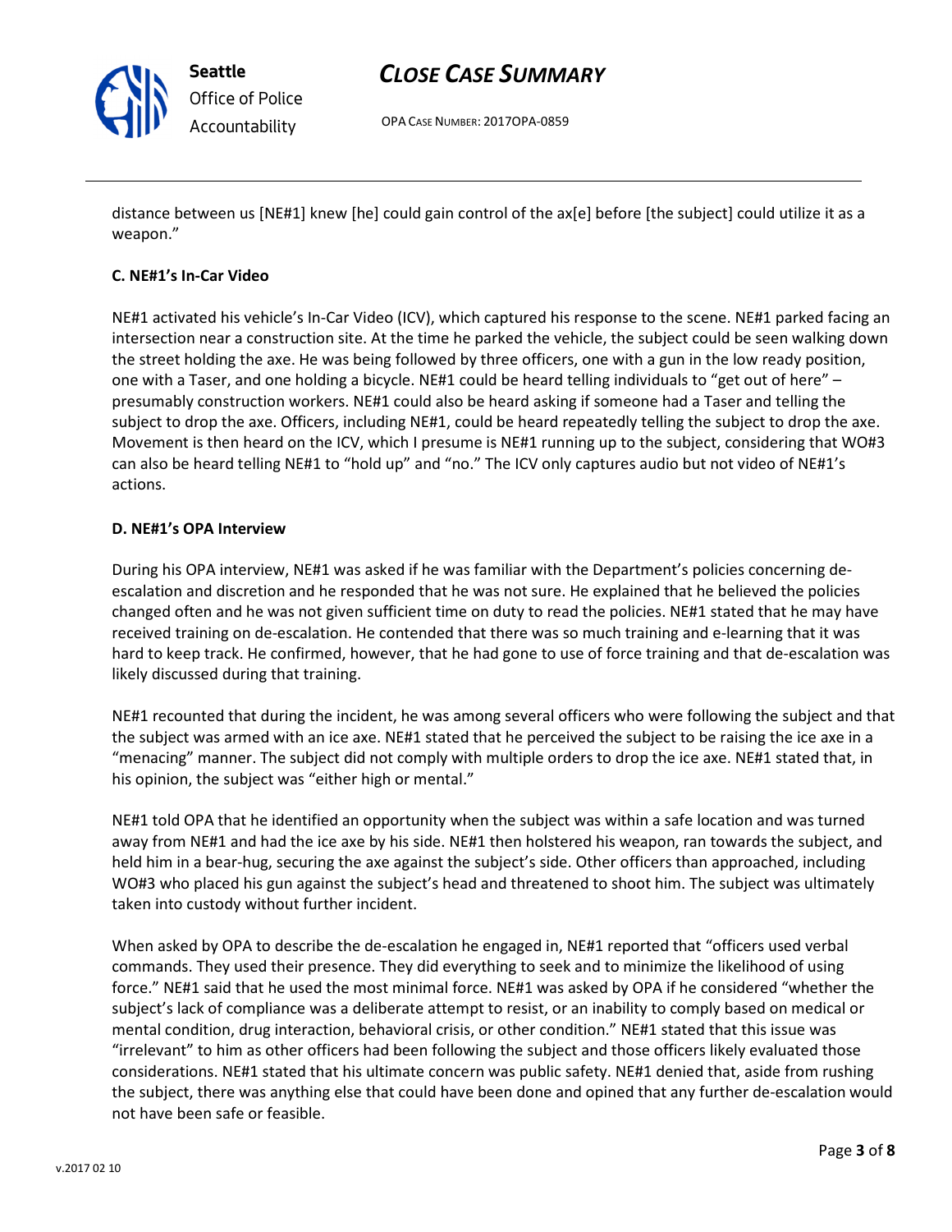distance between us [NE#1] knew [he] could gain control of the ax[e] before [the subject] could utilize it as a weapon."

**C. NE#1's In-Car Video**

NE#1 activated his vehicle's In-Car Video (ICV), which captured his response to the scene. NE#1 parked facing an intersection near a construction site. At the time he parked the vehicle, the subject could be seen walking down the street holding the axe. He was being followed by three officers, one with a gun in the low ready position, one with a Taser, and one holding a bicycle. NE#1 could be heard telling individuals to "get out of here" – presumably construction workers. NE#1 could also be heard asking if someone had a Taser and telling the subject to drop the axe. Officers, including NE#1, could be heard repeatedly telling the subject to drop the axe. Movement is then heard on the ICV, which I presume is NE#1 running up to the subject, considering that WO#3 can also be heard telling NE#1 to "hold up" and "no." The ICV only captures audio but not video of NE#1's actions.

**D. NE#1's OPA Interview**

During his OPA interview, NE#1 was asked if he was familiar with the Department's policies concerning de-escalation and discretion and he responded that he was not sure. He explained that he believed the policies changed often and he was not given sufficient time on duty to read the policies. NE#1 stated that he may have received training on de-escalation. He contended that there was so much training and e-learning that it was hard to keep track. He confirmed, however, that he had gone to use of force training and that de-escalation was likely discussed during that training.

NE#1 recounted that during the incident, he was among several officers who were following the subject and that the subject was armed with an ice axe. NE#1 stated that he perceived the subject to be raising the ice axe in a "menacing" manner. The subject did not comply with multiple orders to drop the ice axe. NE#1 stated that, in his opinion, the subject was "either high or mental."

NE#1 told OPA that he identified an opportunity when the subject was within a safe location and was turned away from NE#1 and had the ice axe by his side. NE#1 then holstered his weapon, ran towards the subject, and held him in a bear-hug, securing the axe against the subject's side. Other officers than approached, including WO#3 who placed his gun against the subject's head and threatened to shoot him. The subject was ultimately taken into custody without further incident.

When asked by OPA to describe the de-escalation he engaged in, NE#1 reported that "officers used verbal commands. They used their presence. They did everything to seek and to minimize the likelihood of using force." NE#1 said that he used the most minimal force. NE#1 was asked by OPA if he considered "whether the subject's lack of compliance was a deliberate attempt to resist, or an inability to comply based on medical or mental condition, drug interaction, behavioral crisis, or other condition." NE#1 stated that this issue was "irrelevant" to him as other officers had been following the subject and those officers likely evaluated those considerations. NE#1 stated that his ultimate concern was public safety. NE#1 denied that, aside from rushing the subject, there was anything else that could have been done and opined that any further de-escalation would not have been safe or feasible.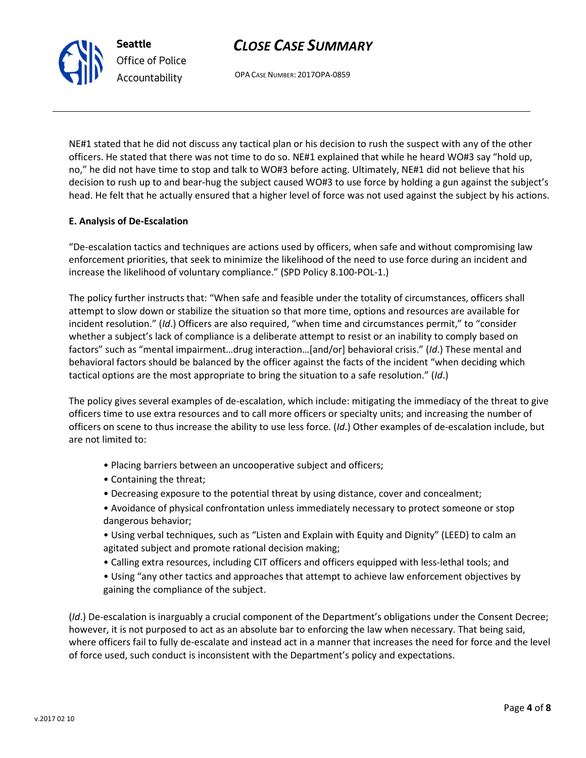NE#1 stated that he did not discuss any tactical plan or his decision to rush the suspect with any of the other officers. He stated that there was not time to do so. NE#1 explained that while he heard WO#3 say "hold up, no," he did not have time to stop and talk to WO#3 before acting. Ultimately, NE#1 did not believe that his decision to rush up to and bear-hug the subject caused WO#3 to use force by holding a gun against the subject's head. He felt that he actually ensured that a higher level of force was not used against the subject by his actions.

**E. Analysis of De-Escalation**

"De-escalation tactics and techniques are actions used by officers, when safe and without compromising law enforcement priorities, that seek to minimize the likelihood of the need to use force during an incident and increase the likelihood of voluntary compliance." (SPD Policy 8.100-POL-1.)

The policy further instructs that: "When safe and feasible under the totality of circumstances, officers shall attempt to slow down or stabilize the situation so that more time, options and resources are available for incident resolution." (*Id*.) Officers are also required, "when time and circumstances permit," to "consider whether a subject's lack of compliance is a deliberate attempt to resist or an inability to comply based on factors" such as "mental impairment…drug interaction…[and/or] behavioral crisis." (*Id*.) These mental and behavioral factors should be balanced by the officer against the facts of the incident "when deciding which tactical options are the most appropriate to bring the situation to a safe resolution." (*Id*.)

The policy gives several examples of de-escalation, which include: mitigating the immediacy of the threat to give officers time to use extra resources and to call more officers or specialty units; and increasing the number of officers on scene to thus increase the ability to use less force. (*Id*.) Other examples of de-escalation include, but are not limited to:

- Placing barriers between an uncooperative subject and officers;
- Containing the threat;
- Decreasing exposure to the potential threat by using distance, cover and concealment;
- Avoidance of physical confrontation unless immediately necessary to protect someone or stop dangerous behavior;
- Using verbal techniques, such as "Listen and Explain with Equity and Dignity" (LEED) to calm an agitated subject and promote rational decision making;
- Calling extra resources, including CIT officers and officers equipped with less-lethal tools; and
- Using "any other tactics and approaches that attempt to achieve law enforcement objectives by gaining the compliance of the subject.

(*Id*.) De-escalation is inarguably a crucial component of the Department's obligations under the Consent Decree; however, it is not purposed to act as an absolute bar to enforcing the law when necessary. That being said, where officers fail to fully de-escalate and instead act in a manner that increases the need for force and the level of force used, such conduct is inconsistent with the Department's policy and expectations.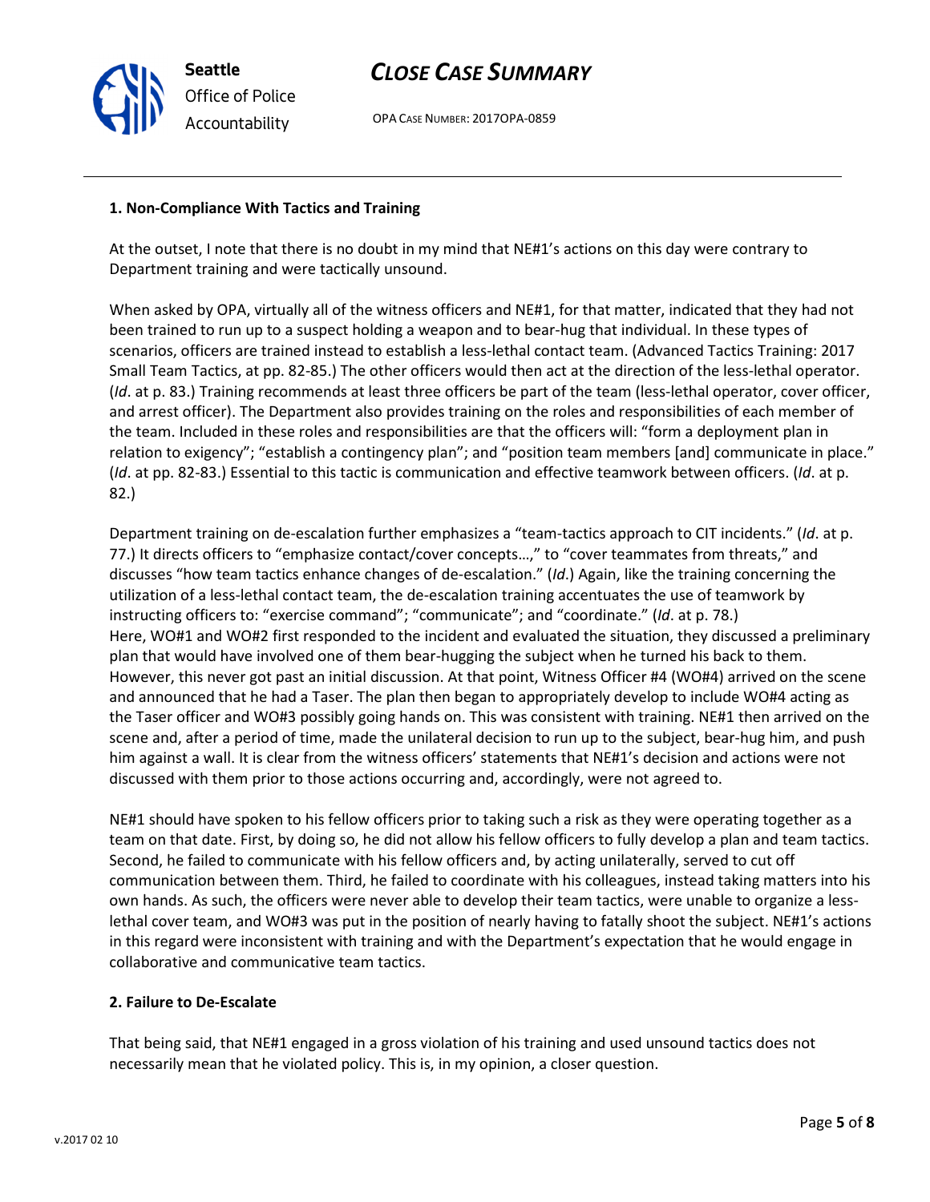### 1. Non-Compliance With Tactics and Training

At the outset, I note that there is no doubt in my mind that NE#1's actions on this day were contrary to Department training and were tactically unsound.

When asked by OPA, virtually all of the witness officers and NE#1, for that matter, indicated that they had not been trained to run up to a suspect holding a weapon and to bear-hug that individual. In these types of scenarios, officers are trained instead to establish a less-lethal contact team. (Advanced Tactics Training: 2017 Small Team Tactics, at pp. 82-85.) The other officers would then act at the direction of the less-lethal operator. (*Id*. at p. 83.) Training recommends at least three officers be part of the team (less-lethal operator, cover officer, and arrest officer). The Department also provides training on the roles and responsibilities of each member of the team. Included in these roles and responsibilities are that the officers will: "form a deployment plan in relation to exigency"; "establish a contingency plan"; and "position team members [and] communicate in place." (*Id*. at pp. 82-83.) Essential to this tactic is communication and effective teamwork between officers. (*Id*. at p. 82.)

Department training on de-escalation further emphasizes a "team-tactics approach to CIT incidents." (*Id*. at p. 77.) It directs officers to "emphasize contact/cover concepts…," to "cover teammates from threats," and discusses "how team tactics enhance changes of de-escalation." (*Id*.) Again, like the training concerning the utilization of a less-lethal contact team, the de-escalation training accentuates the use of teamwork by instructing officers to: "exercise command"; "communicate"; and "coordinate." (*Id*. at p. 78.)
Here, WO#1 and WO#2 first responded to the incident and evaluated the situation, they discussed a preliminary plan that would have involved one of them bear-hugging the subject when he turned his back to them. However, this never got past an initial discussion. At that point, Witness Officer #4 (WO#4) arrived on the scene and announced that he had a Taser. The plan then began to appropriately develop to include WO#4 acting as the Taser officer and WO#3 possibly going hands on. This was consistent with training. NE#1 then arrived on the scene and, after a period of time, made the unilateral decision to run up to the subject, bear-hug him, and push him against a wall. It is clear from the witness officers' statements that NE#1's decision and actions were not discussed with them prior to those actions occurring and, accordingly, were not agreed to.

NE#1 should have spoken to his fellow officers prior to taking such a risk as they were operating together as a team on that date. First, by doing so, he did not allow his fellow officers to fully develop a plan and team tactics. Second, he failed to communicate with his fellow officers and, by acting unilaterally, served to cut off communication between them. Third, he failed to coordinate with his colleagues, instead taking matters into his own hands. As such, the officers were never able to develop their team tactics, were unable to organize a less-lethal cover team, and WO#3 was put in the position of nearly having to fatally shoot the subject. NE#1's actions in this regard were inconsistent with training and with the Department's expectation that he would engage in collaborative and communicative team tactics.

### 2. Failure to De-Escalate

That being said, that NE#1 engaged in a gross violation of his training and used unsound tactics does not necessarily mean that he violated policy. This is, in my opinion, a closer question.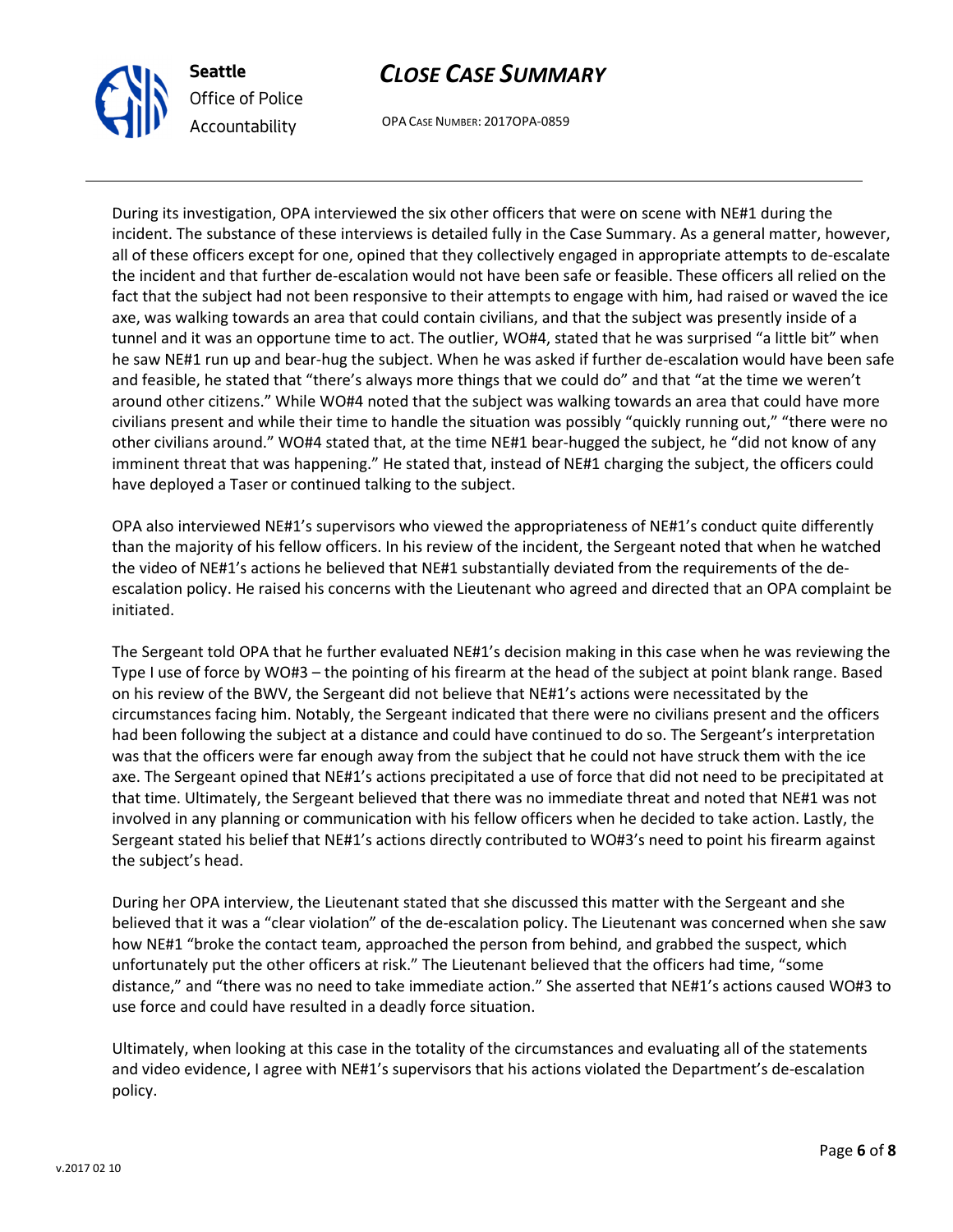During its investigation, OPA interviewed the six other officers that were on scene with NE#1 during the incident. The substance of these interviews is detailed fully in the Case Summary. As a general matter, however, all of these officers except for one, opined that they collectively engaged in appropriate attempts to de-escalate the incident and that further de-escalation would not have been safe or feasible. These officers all relied on the fact that the subject had not been responsive to their attempts to engage with him, had raised or waved the ice axe, was walking towards an area that could contain civilians, and that the subject was presently inside of a tunnel and it was an opportune time to act. The outlier, WO#4, stated that he was surprised "a little bit" when he saw NE#1 run up and bear-hug the subject. When he was asked if further de-escalation would have been safe and feasible, he stated that "there's always more things that we could do" and that "at the time we weren't around other citizens." While WO#4 noted that the subject was walking towards an area that could have more civilians present and while their time to handle the situation was possibly "quickly running out," "there were no other civilians around." WO#4 stated that, at the time NE#1 bear-hugged the subject, he "did not know of any imminent threat that was happening." He stated that, instead of NE#1 charging the subject, the officers could have deployed a Taser or continued talking to the subject.

OPA also interviewed NE#1's supervisors who viewed the appropriateness of NE#1's conduct quite differently than the majority of his fellow officers. In his review of the incident, the Sergeant noted that when he watched the video of NE#1's actions he believed that NE#1 substantially deviated from the requirements of the de-escalation policy. He raised his concerns with the Lieutenant who agreed and directed that an OPA complaint be initiated.

The Sergeant told OPA that he further evaluated NE#1's decision making in this case when he was reviewing the Type I use of force by WO#3 – the pointing of his firearm at the head of the subject at point blank range. Based on his review of the BWV, the Sergeant did not believe that NE#1's actions were necessitated by the circumstances facing him. Notably, the Sergeant indicated that there were no civilians present and the officers had been following the subject at a distance and could have continued to do so. The Sergeant's interpretation was that the officers were far enough away from the subject that he could not have struck them with the ice axe. The Sergeant opined that NE#1's actions precipitated a use of force that did not need to be precipitated at that time. Ultimately, the Sergeant believed that there was no immediate threat and noted that NE#1 was not involved in any planning or communication with his fellow officers when he decided to take action. Lastly, the Sergeant stated his belief that NE#1's actions directly contributed to WO#3's need to point his firearm against the subject's head.

During her OPA interview, the Lieutenant stated that she discussed this matter with the Sergeant and she believed that it was a "clear violation" of the de-escalation policy. The Lieutenant was concerned when she saw how NE#1 "broke the contact team, approached the person from behind, and grabbed the suspect, which unfortunately put the other officers at risk." The Lieutenant believed that the officers had time, "some distance," and "there was no need to take immediate action." She asserted that NE#1's actions caused WO#3 to use force and could have resulted in a deadly force situation.

Ultimately, when looking at this case in the totality of the circumstances and evaluating all of the statements and video evidence, I agree with NE#1's supervisors that his actions violated the Department's de-escalation policy.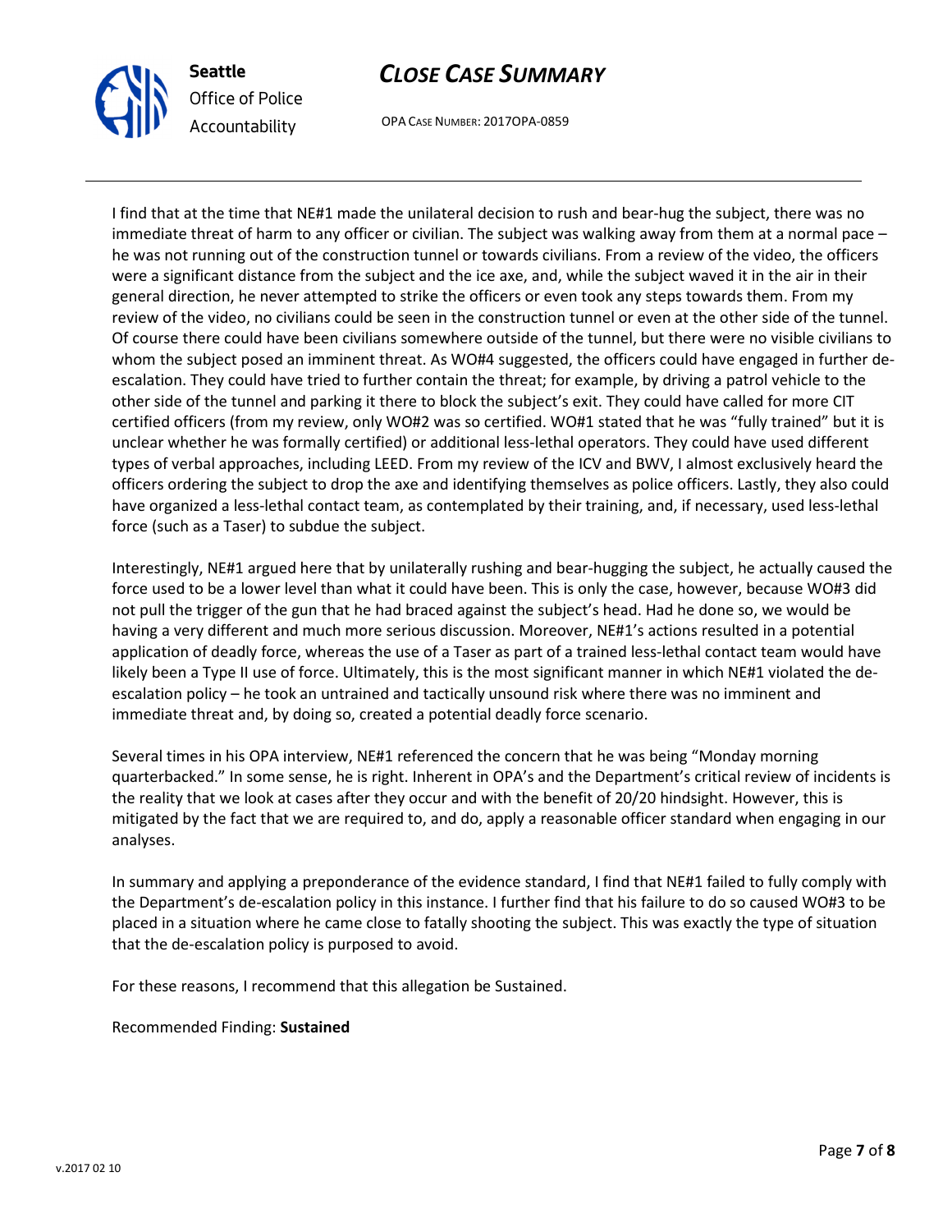I find that at the time that NE#1 made the unilateral decision to rush and bear-hug the subject, there was no immediate threat of harm to any officer or civilian. The subject was walking away from them at a normal pace – he was not running out of the construction tunnel or towards civilians. From a review of the video, the officers were a significant distance from the subject and the ice axe, and, while the subject waved it in the air in their general direction, he never attempted to strike the officers or even took any steps towards them. From my review of the video, no civilians could be seen in the construction tunnel or even at the other side of the tunnel. Of course there could have been civilians somewhere outside of the tunnel, but there were no visible civilians to whom the subject posed an imminent threat. As WO#4 suggested, the officers could have engaged in further de-escalation. They could have tried to further contain the threat; for example, by driving a patrol vehicle to the other side of the tunnel and parking it there to block the subject's exit. They could have called for more CIT certified officers (from my review, only WO#2 was so certified. WO#1 stated that he was "fully trained" but it is unclear whether he was formally certified) or additional less-lethal operators. They could have used different types of verbal approaches, including LEED. From my review of the ICV and BWV, I almost exclusively heard the officers ordering the subject to drop the axe and identifying themselves as police officers. Lastly, they also could have organized a less-lethal contact team, as contemplated by their training, and, if necessary, used less-lethal force (such as a Taser) to subdue the subject.

Interestingly, NE#1 argued here that by unilaterally rushing and bear-hugging the subject, he actually caused the force used to be a lower level than what it could have been. This is only the case, however, because WO#3 did not pull the trigger of the gun that he had braced against the subject's head. Had he done so, we would be having a very different and much more serious discussion. Moreover, NE#1's actions resulted in a potential application of deadly force, whereas the use of a Taser as part of a trained less-lethal contact team would have likely been a Type II use of force. Ultimately, this is the most significant manner in which NE#1 violated the de-escalation policy – he took an untrained and tactically unsound risk where there was no imminent and immediate threat and, by doing so, created a potential deadly force scenario.

Several times in his OPA interview, NE#1 referenced the concern that he was being "Monday morning quarterbacked." In some sense, he is right. Inherent in OPA's and the Department's critical review of incidents is the reality that we look at cases after they occur and with the benefit of 20/20 hindsight. However, this is mitigated by the fact that we are required to, and do, apply a reasonable officer standard when engaging in our analyses.

In summary and applying a preponderance of the evidence standard, I find that NE#1 failed to fully comply with the Department's de-escalation policy in this instance. I further find that his failure to do so caused WO#3 to be placed in a situation where he came close to fatally shooting the subject. This was exactly the type of situation that the de-escalation policy is purposed to avoid.

For these reasons, I recommend that this allegation be Sustained.

Recommended Finding: **Sustained**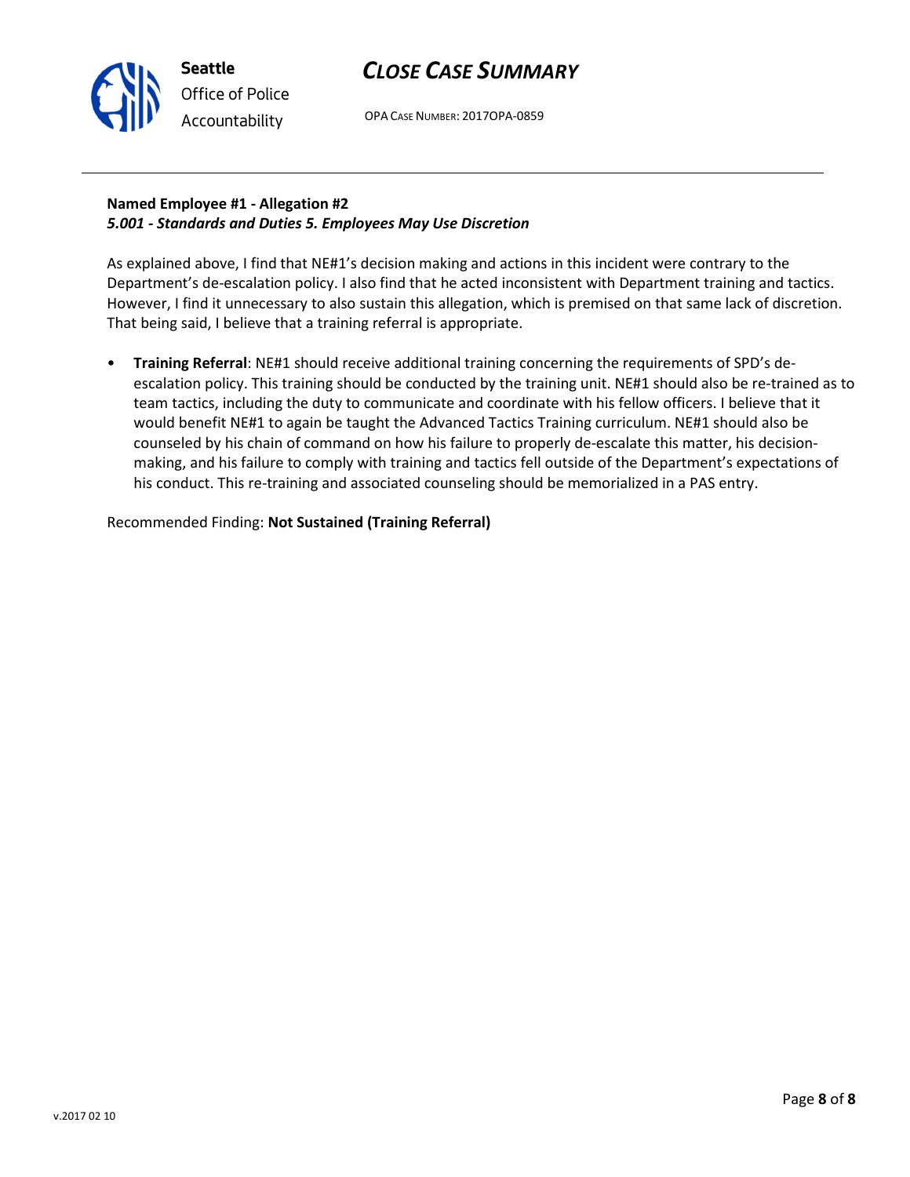**Named Employee #1 - Allegation #2**
***5.001 - Standards and Duties 5. Employees May Use Discretion***

As explained above, I find that NE#1's decision making and actions in this incident were contrary to the Department's de-escalation policy. I also find that he acted inconsistent with Department training and tactics. However, I find it unnecessary to also sustain this allegation, which is premised on that same lack of discretion. That being said, I believe that a training referral is appropriate.

- **Training Referral**: NE#1 should receive additional training concerning the requirements of SPD's de-escalation policy. This training should be conducted by the training unit. NE#1 should also be re-trained as to team tactics, including the duty to communicate and coordinate with his fellow officers. I believe that it would benefit NE#1 to again be taught the Advanced Tactics Training curriculum. NE#1 should also be counseled by his chain of command on how his failure to properly de-escalate this matter, his decision-making, and his failure to comply with training and tactics fell outside of the Department's expectations of his conduct. This re-training and associated counseling should be memorialized in a PAS entry.

Recommended Finding: **Not Sustained (Training Referral)**